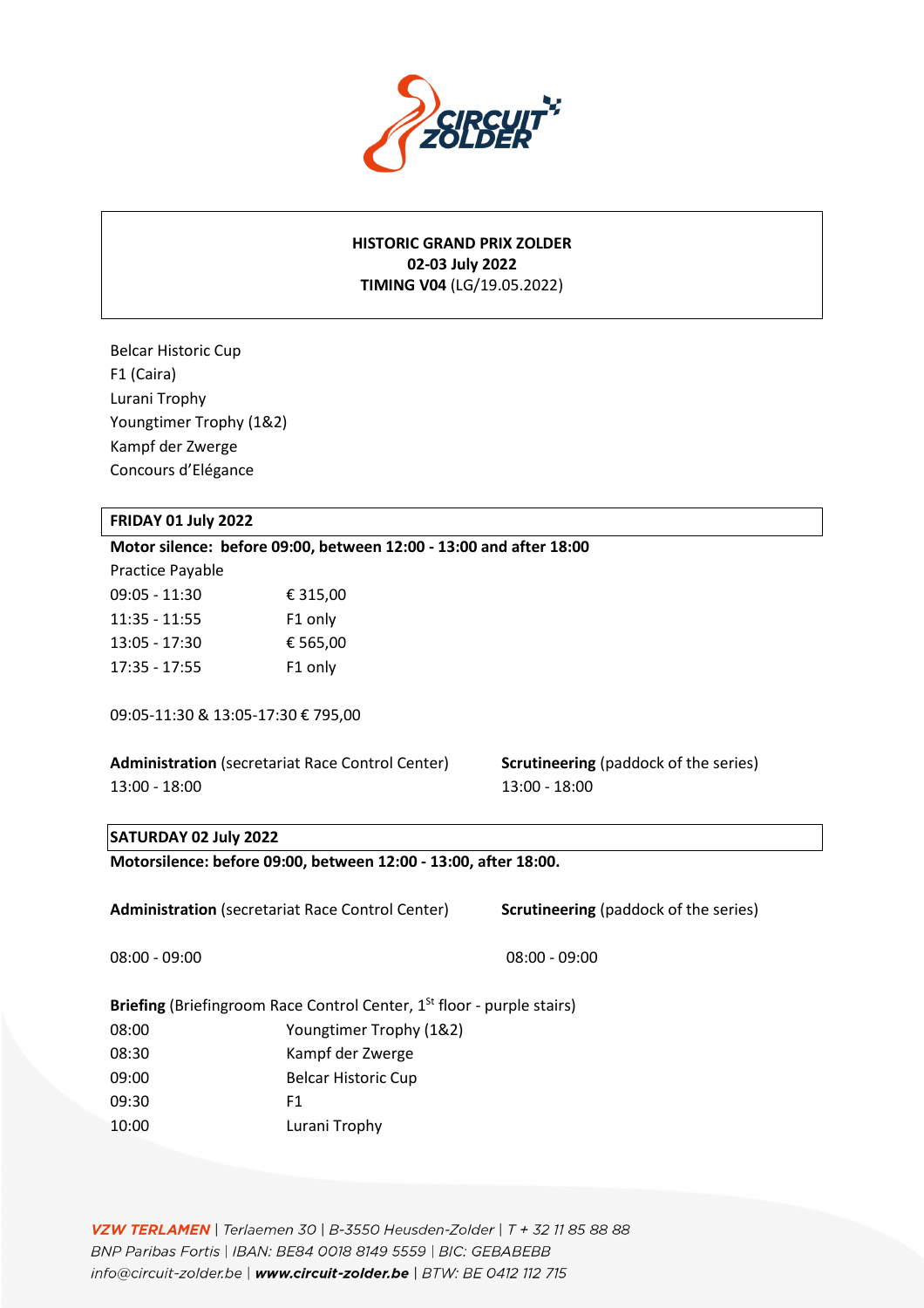**HISTORIC GRAND PRIX ZOLDER**
**02-03 July 2022**
**TIMING V04** (LG/19.05.2022)

Belcar Historic Cup
F1 (Caira)
Lurani Trophy
Youngtimer Trophy (1&2)
Kampf der Zwerge
Concours d'Elégance

## FRIDAY 01 July 2022

**Motor silence: before 09:00, between 12:00 - 13:00 and after 18:00**

Practice Payable

| | |
|---|---|
| 09:05 - 11:30 | € 315,00 |
| 11:35 - 11:55 | F1 only |
| 13:05 - 17:30 | € 565,00 |
| 17:35 - 17:55 | F1 only |

09:05-11:30 & 13:05-17:30 € 795,00

**Administration** (secretariat Race Control Center)
13:00 - 18:00

**Scrutineering** (paddock of the series)
13:00 - 18:00

## SATURDAY 02 July 2022

**Motorsilence: before 09:00, between 12:00 - 13:00, after 18:00.**

**Administration** (secretariat Race Control Center)
08:00 - 09:00

**Scrutineering** (paddock of the series)
08:00 - 09:00

**Briefing** (Briefingroom Race Control Center, 1st floor - purple stairs)

| | |
|---|---|
| 08:00 | Youngtimer Trophy (1&2) |
| 08:30 | Kampf der Zwerge |
| 09:00 | Belcar Historic Cup |
| 09:30 | F1 |
| 10:00 | Lurani Trophy |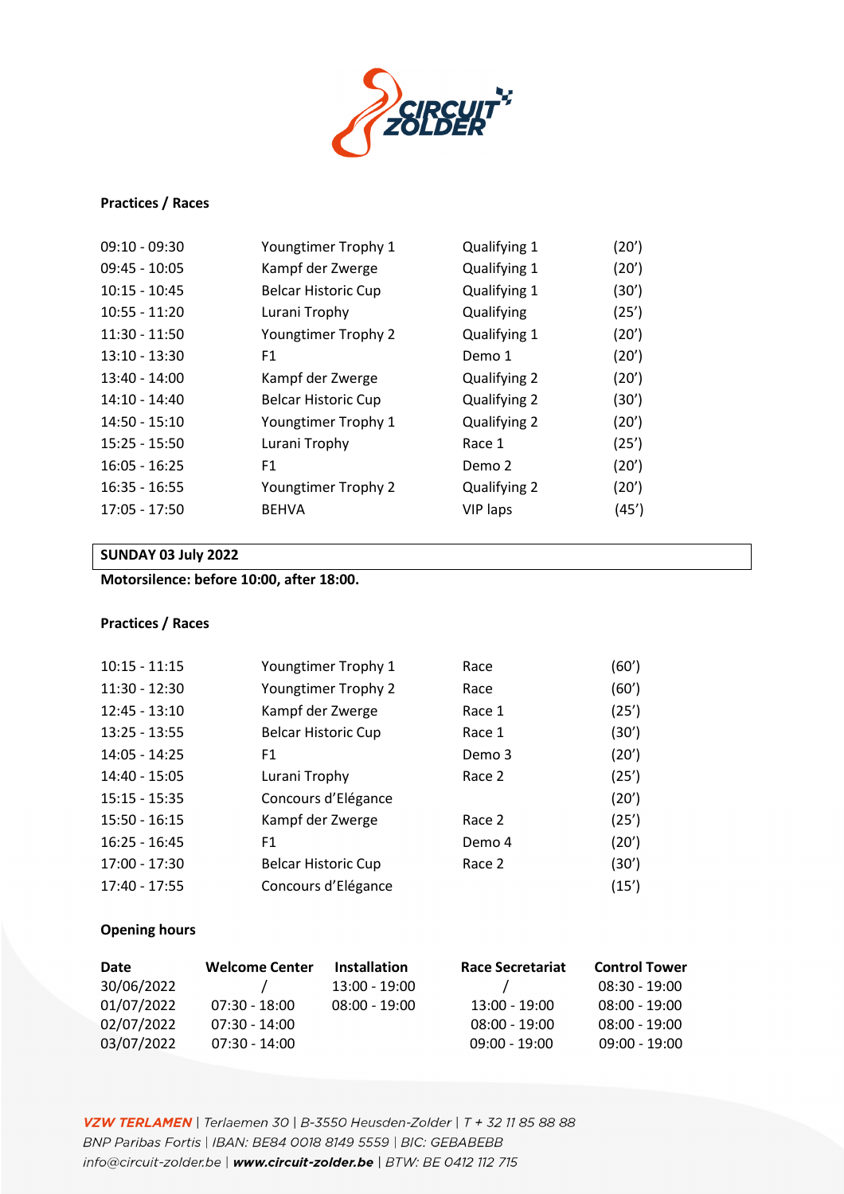**Practices / Races**

| | | | |
|---|---|---|---|
| 09:10 - 09:30 | Youngtimer Trophy 1 | Qualifying 1 | (20’) |
| 09:45 - 10:05 | Kampf der Zwerge | Qualifying 1 | (20’) |
| 10:15 - 10:45 | Belcar Historic Cup | Qualifying 1 | (30’) |
| 10:55 - 11:20 | Lurani Trophy | Qualifying | (25’) |
| 11:30 - 11:50 | Youngtimer Trophy 2 | Qualifying 1 | (20’) |
| 13:10 - 13:30 | F1 | Demo 1 | (20’) |
| 13:40 - 14:00 | Kampf der Zwerge | Qualifying 2 | (20’) |
| 14:10 - 14:40 | Belcar Historic Cup | Qualifying 2 | (30’) |
| 14:50 - 15:10 | Youngtimer Trophy 1 | Qualifying 2 | (20’) |
| 15:25 - 15:50 | Lurani Trophy | Race 1 | (25’) |
| 16:05 - 16:25 | F1 | Demo 2 | (20’) |
| 16:35 - 16:55 | Youngtimer Trophy 2 | Qualifying 2 | (20’) |
| 17:05 - 17:50 | BEHVA | VIP laps | (45’) |

**SUNDAY 03 July 2022**

**Motorsilence: before 10:00, after 18:00.**

**Practices / Races**

| | | | |
|---|---|---|---|
| 10:15 - 11:15 | Youngtimer Trophy 1 | Race | (60’) |
| 11:30 - 12:30 | Youngtimer Trophy 2 | Race | (60’) |
| 12:45 - 13:10 | Kampf der Zwerge | Race 1 | (25’) |
| 13:25 - 13:55 | Belcar Historic Cup | Race 1 | (30’) |
| 14:05 - 14:25 | F1 | Demo 3 | (20’) |
| 14:40 - 15:05 | Lurani Trophy | Race 2 | (25’) |
| 15:15 - 15:35 | Concours d’Elégance | | (20’) |
| 15:50 - 16:15 | Kampf der Zwerge | Race 2 | (25’) |
| 16:25 - 16:45 | F1 | Demo 4 | (20’) |
| 17:00 - 17:30 | Belcar Historic Cup | Race 2 | (30’) |
| 17:40 - 17:55 | Concours d’Elégance | | (15’) |

**Opening hours**

| Date | Welcome Center | Installation | Race Secretariat | Control Tower |
|---|---|---|---|---|
| 30/06/2022 | / | 13:00 - 19:00 | / | 08:30 - 19:00 |
| 01/07/2022 | 07:30 - 18:00 | 08:00 - 19:00 | 13:00 - 19:00 | 08:00 - 19:00 |
| 02/07/2022 | 07:30 - 14:00 | | 08:00 - 19:00 | 08:00 - 19:00 |
| 03/07/2022 | 07:30 - 14:00 | | 09:00 - 19:00 | 09:00 - 19:00 |